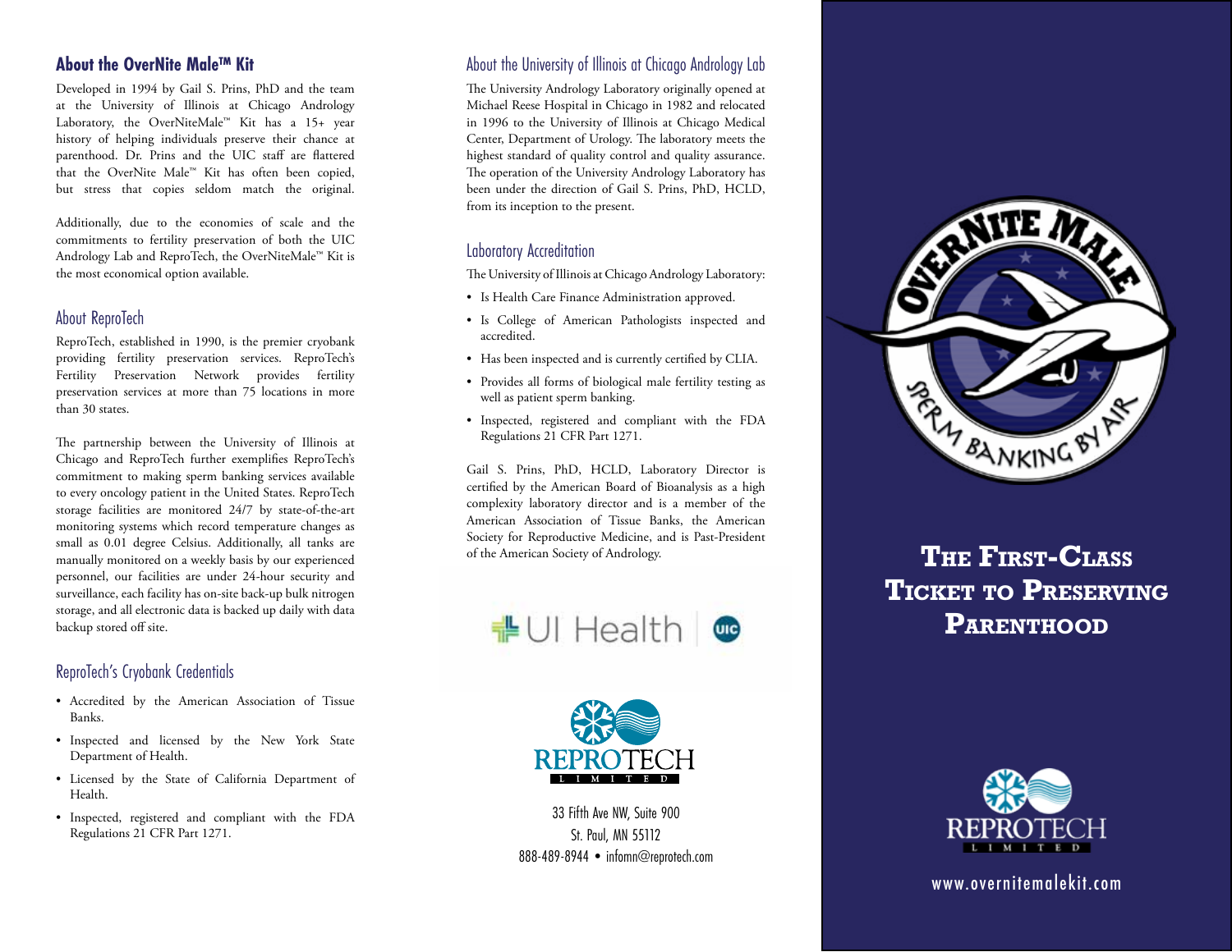## About the OverNite Male™ Kit

Developed in 1994 by Gail S. Prins, PhD and the team at the University of Illinois at Chicago Andrology Laboratory, the OverNiteMale™ Kit has a 15+ year history of helping individuals preserve their chance at parenthood. Dr. Prins and the UIC staff are flattered that the OverNite Male™ Kit has often been copied, but stress that copies seldom match the original.

Additionally, due to the economies of scale and the commitments to fertility preservation of both the UIC Andrology Lab and ReproTech, the OverNiteMale™ Kit is the most economical option available.

## About ReproTech

ReproTech, established in 1990, is the premier cryobank providing fertility preservation services. ReproTech's Fertility Preservation Network provides fertility preservation services at more than 75 locations in more than 30 states.

The partnership between the University of Illinois at Chicago and ReproTech further exemplifies ReproTech's commitment to making sperm banking services available to every oncology patient in the United States. ReproTech storage facilities are monitored 24/7 by state-of-the-art monitoring systems which record temperature changes as small as 0.01 degree Celsius. Additionally, all tanks are manually monitored on a weekly basis by our experienced personnel, our facilities are under 24-hour security and surveillance, each facility has on-site back-up bulk nitrogen storage, and all electronic data is backed up daily with data backup stored off site.

## ReproTech's Cryobank Credentials

- Accredited by the American Association of Tissue Banks.
- Inspected and licensed by the New York State Department of Health.
- Licensed by the State of California Department of Health.
- Inspected, registered and compliant with the FDA Regulations 21 CFR Part 1271.

## About the University of Illinois at Chicago Andrology Lab

The University Andrology Laboratory originally opened at Michael Reese Hospital in Chicago in 1982 and relocated in 1996 to the University of Illinois at Chicago Medical Center, Department of Urology. The laboratory meets the highest standard of quality control and quality assurance. The operation of the University Andrology Laboratory has been under the direction of Gail S. Prins, PhD, HCLD, from its inception to the present.

## Laboratory Accreditation

The University of Illinois at Chicago Andrology Laboratory:

- Is Health Care Finance Administration approved.
- Is College of American Pathologists inspected and accredited.
- Has been inspected and is currently certified by CLIA.
- Provides all forms of biological male fertility testing as well as patient sperm banking.
- Inspected, registered and compliant with the FDA Regulations 21 CFR Part 1271.

Gail S. Prins, PhD, HCLD, Laboratory Director is certified by the American Board of Bioanalysis as a high complexity laboratory director and is a member of the American Association of Tissue Banks, the American Society for Reproductive Medicine, and is Past-President of the American Society of Andrology.

UI Health | UIC

REPROTECH LIMITED

33 Fifth Ave NW, Suite 900
St. Paul, MN 55112
888-489-8944 • infomn@reprotech.com

OverNite Male — Sperm Banking by Air

# The First-Class Ticket to Preserving Parenthood

REPROTECH LIMITED

www.overnitemalekit.com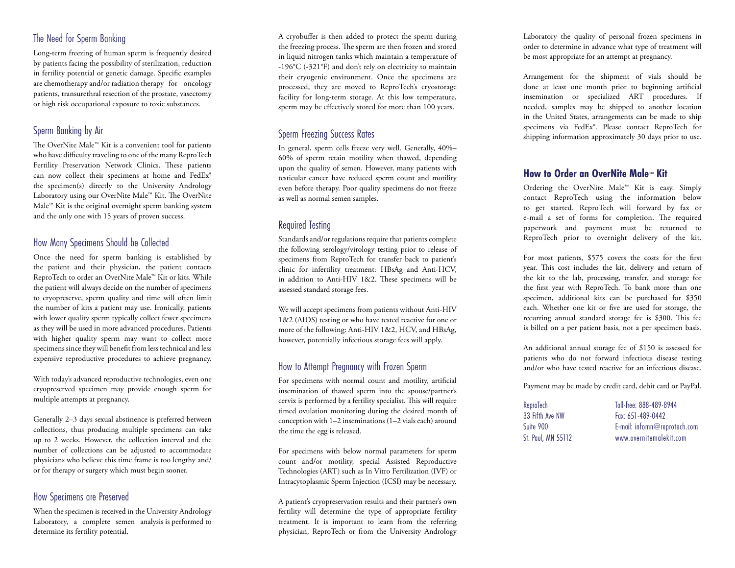## The Need for Sperm Banking

Long-term freezing of human sperm is frequently desired by patients facing the possibility of sterilization, reduction in fertility potential or genetic damage. Specific examples are chemotherapy and/or radiation therapy for oncology patients, transurethral resection of the prostate, vasectomy or high risk occupational exposure to toxic substances.

## Sperm Banking by Air

The OverNite Male™ Kit is a convenient tool for patients who have difficulty traveling to one of the many ReproTech Fertility Preservation Network Clinics. These patients can now collect their specimens at home and FedEx® the specimen(s) directly to the University Andrology Laboratory using our OverNite Male™ Kit. The OverNite Male™ Kit is the original overnight sperm banking system and the only one with 15 years of proven success.

## How Many Specimens Should be Collected

Once the need for sperm banking is established by the patient and their physician, the patient contacts ReproTech to order an OverNite Male™ Kit or kits. While the patient will always decide on the number of specimens to cryopreserve, sperm quality and time will often limit the number of kits a patient may use. Ironically, patients with lower quality sperm typically collect fewer specimens as they will be used in more advanced procedures. Patients with higher quality sperm may want to collect more specimens since they will benefit from less technical and less expensive reproductive procedures to achieve pregnancy.

With today's advanced reproductive technologies, even one cryopreserved specimen may provide enough sperm for multiple attempts at pregnancy.

Generally 2–3 days sexual abstinence is preferred between collections, thus producing multiple specimens can take up to 2 weeks. However, the collection interval and the number of collections can be adjusted to accommodate physicians who believe this time frame is too lengthy and/or for therapy or surgery which must begin sooner.

## How Specimens are Preserved

When the specimen is received in the University Andrology Laboratory, a complete semen analysis is performed to determine its fertility potential.

A cryobuffer is then added to protect the sperm during the freezing process. The sperm are then frozen and stored in liquid nitrogen tanks which maintain a temperature of -196°C (-321°F) and don't rely on electricity to maintain their cryogenic environment. Once the specimens are processed, they are moved to ReproTech's cryostorage facility for long-term storage. At this low temperature, sperm may be effectively stored for more than 100 years.

## Sperm Freezing Success Rates

In general, sperm cells freeze very well. Generally, 40%–60% of sperm retain motility when thawed, depending upon the quality of semen. However, many patients with testicular cancer have reduced sperm count and motility even before therapy. Poor quality specimens do not freeze as well as normal semen samples.

## Required Testing

Standards and/or regulations require that patients complete the following serology/virology testing prior to release of specimens from ReproTech for transfer back to patient's clinic for infertility treatment: HBsAg and Anti-HCV, in addition to Anti-HIV 1&2. These specimens will be assessed standard storage fees.

We will accept specimens from patients without Anti-HIV 1&2 (AIDS) testing or who have tested reactive for one or more of the following: Anti-HIV 1&2, HCV, and HBsAg, however, potentially infectious storage fees will apply.

## How to Attempt Pregnancy with Frozen Sperm

For specimens with normal count and motility, artificial insemination of thawed sperm into the spouse/partner's cervix is performed by a fertility specialist. This will require timed ovulation monitoring during the desired month of conception with 1–2 inseminations (1–2 vials each) around the time the egg is released.

For specimens with below normal parameters for sperm count and/or motility, special Assisted Reproductive Technologies (ART) such as In Vitro Fertilization (IVF) or Intracytoplasmic Sperm Injection (ICSI) may be necessary.

A patient's cryopreservation results and their partner's own fertility will determine the type of appropriate fertility treatment. It is important to learn from the referring physician, ReproTech or from the University Andrology Laboratory the quality of personal frozen specimens in order to determine in advance what type of treatment will be most appropriate for an attempt at pregnancy.

Arrangement for the shipment of vials should be done at least one month prior to beginning artificial insemination or specialized ART procedures. If needed, samples may be shipped to another location in the United States, arrangements can be made to ship specimens via FedEx®. Please contact ReproTech for shipping information approximately 30 days prior to use.

## How to Order an OverNite Male™ Kit

Ordering the OverNite Male™ Kit is easy. Simply contact ReproTech using the information below to get started. ReproTech will forward by fax or e-mail a set of forms for completion. The required paperwork and payment must be returned to ReproTech prior to overnight delivery of the kit.

For most patients, $575 covers the costs for the first year. This cost includes the kit, delivery and return of the kit to the lab, processing, transfer, and storage for the first year with ReproTech. To bank more than one specimen, additional kits can be purchased for $350 each. Whether one kit or five are used for storage, the recurring annual standard storage fee is $300. This fee is billed on a per patient basis, not a per specimen basis.

An additional annual storage fee of $150 is assessed for patients who do not forward infectious disease testing and/or who have tested reactive for an infectious disease.

Payment may be made by credit card, debit card or PayPal.

ReproTech
33 Fifth Ave NW
Suite 900
St. Paul, MN 55112

Toll-free: 888-489-8944
Fax: 651-489-0442
E-mail: infomn@reprotech.com
www.overnitemalekit.com